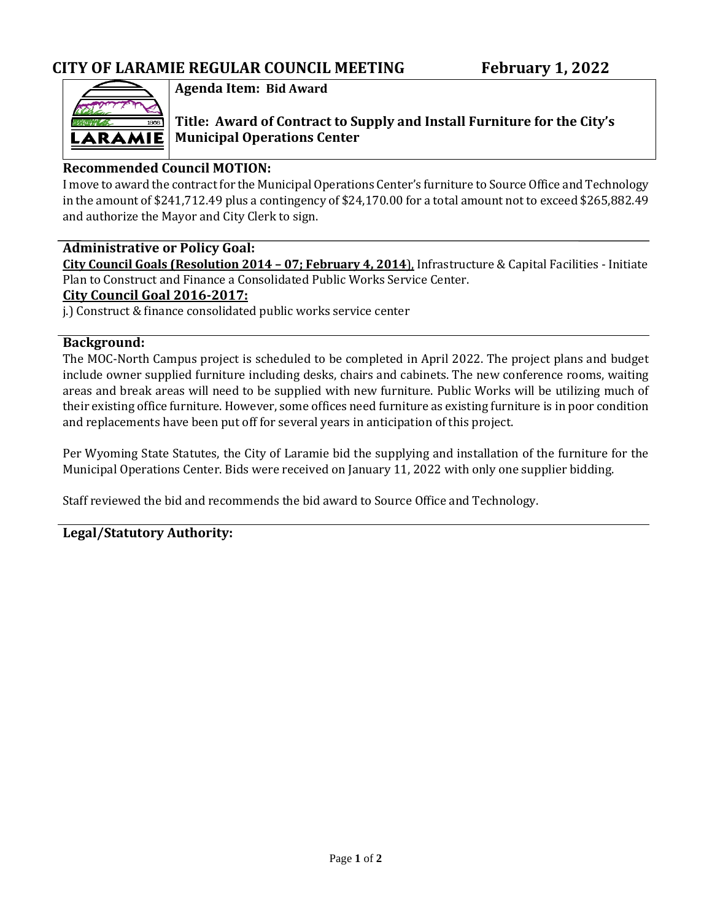# CITY OF LARAMIE REGULAR COUNCIL MEETING February 1, 2022

**Agenda Item: Bid Award**

**Title: Award of Contract to Supply and Install Furniture for the City's Municipal Operations Center**

## Recommended Council MOTION:

I move to award the contract for the Municipal Operations Center's furniture to Source Office and Technology in the amount of $241,712.49 plus a contingency of $24,170.00 for a total amount not to exceed $265,882.49 and authorize the Mayor and City Clerk to sign.

## Administrative or Policy Goal:

**City Council Goals (Resolution 2014 – 07; February 4, 2014)**. Infrastructure & Capital Facilities - Initiate Plan to Construct and Finance a Consolidated Public Works Service Center.

**City Council Goal 2016-2017:**

j.) Construct & finance consolidated public works service center

## Background:

The MOC-North Campus project is scheduled to be completed in April 2022. The project plans and budget include owner supplied furniture including desks, chairs and cabinets. The new conference rooms, waiting areas and break areas will need to be supplied with new furniture. Public Works will be utilizing much of their existing office furniture. However, some offices need furniture as existing furniture is in poor condition and replacements have been put off for several years in anticipation of this project.

Per Wyoming State Statutes, the City of Laramie bid the supplying and installation of the furniture for the Municipal Operations Center. Bids were received on January 11, 2022 with only one supplier bidding.

Staff reviewed the bid and recommends the bid award to Source Office and Technology.

## Legal/Statutory Authority: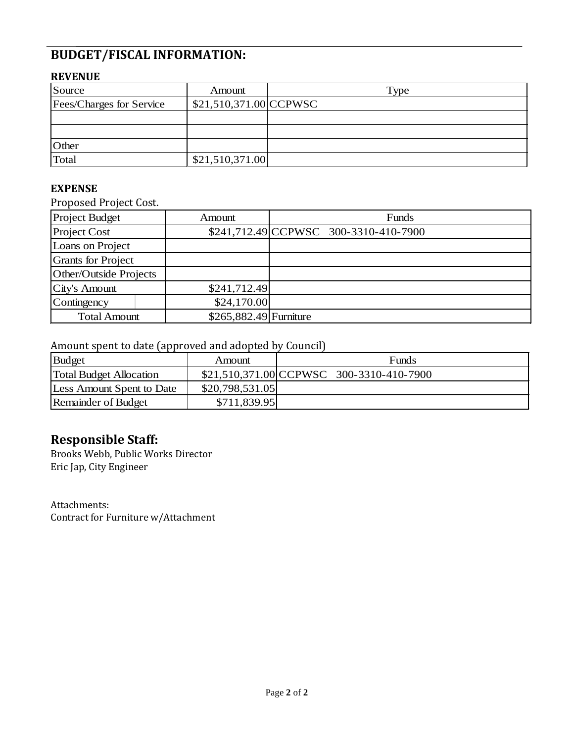# BUDGET/FISCAL INFORMATION:

### REVENUE

| Source | Amount | Type |
|---|---|---|
| Fees/Charges for Service | $21,510,371.00 | CCPWSC |
| | | |
| | | |
| Other | | |
| Total | $21,510,371.00 | |

### EXPENSE

Proposed Project Cost.

| Project Budget | Amount | Funds |
|---|---|---|
| Project Cost | $241,712.49 | CCPWSC 300-3310-410-7900 |
| Loans on Project | | |
| Grants for Project | | |
| Other/Outside Projects | | |
| City's Amount | $241,712.49 | |
| Contingency | $24,170.00 | |
| Total Amount | $265,882.49 | Furniture |

Amount spent to date (approved and adopted by Council)

| Budget | Amount | Funds |
|---|---|---|
| Total Budget Allocation | $21,510,371.00 | CCPWSC 300-3310-410-7900 |
| Less Amount Spent to Date | $20,798,531.05 | |
| Remainder of Budget | $711,839.95 | |

## Responsible Staff:

Brooks Webb, Public Works Director
Eric Jap, City Engineer

Attachments:
Contract for Furniture w/Attachment